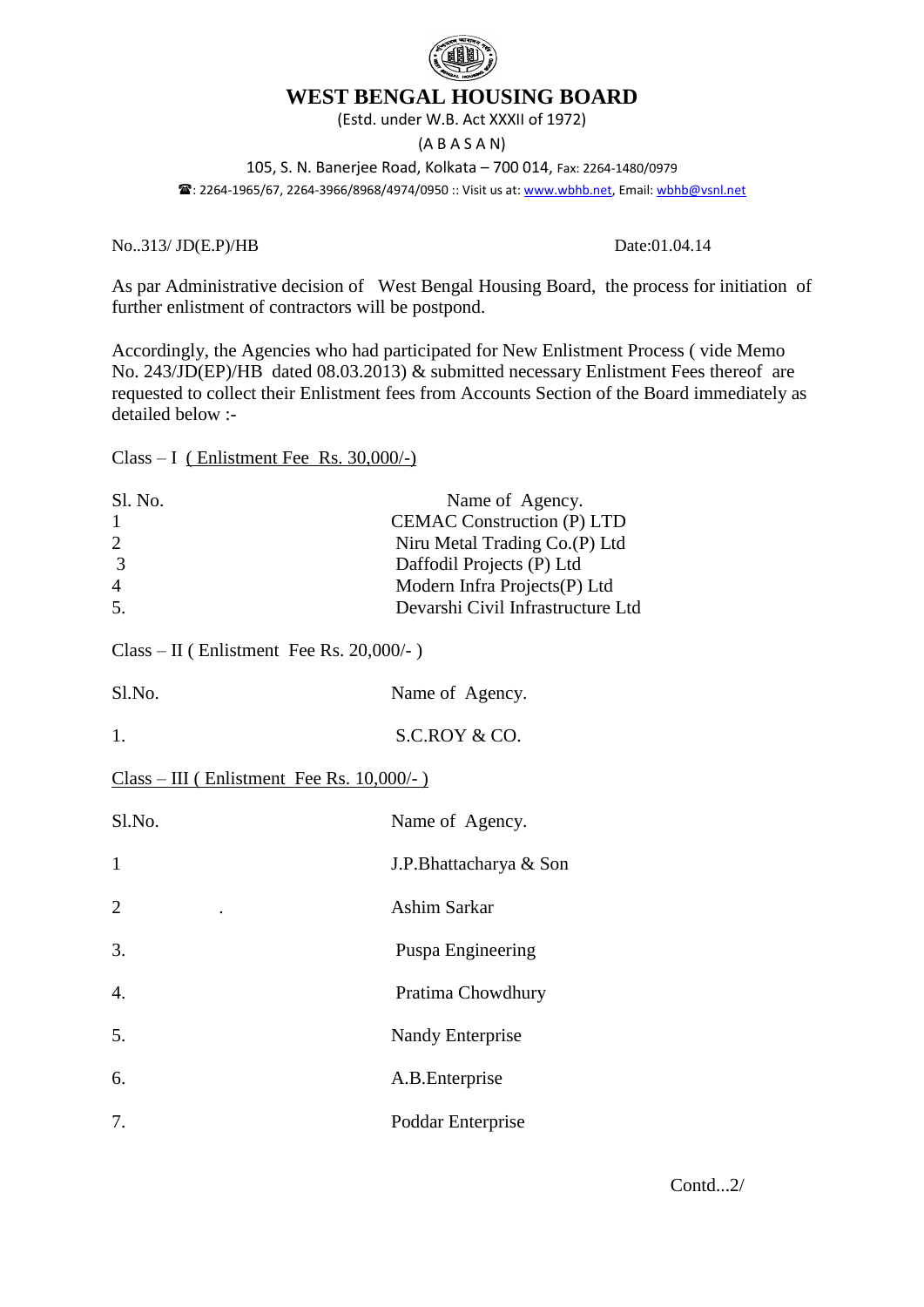# WEST BENGAL HOUSING BOARD

(Estd. under W.B. Act XXXII of 1972)

(A B A S A N)

105, S. N. Banerjee Road, Kolkata – 700 014, Fax: 2264-1480/0979

☎: 2264-1965/67, 2264-3966/8968/4974/0950 :: Visit us at: www.wbhb.net, Email: wbhb@vsnl.net

No..313/ JD(E.P)/HB Date:01.04.14

As par Administrative decision of West Bengal Housing Board, the process for initiation of further enlistment of contractors will be postpond.

Accordingly, the Agencies who had participated for New Enlistment Process ( vide Memo No. 243/JD(EP)/HB dated 08.03.2013) & submitted necessary Enlistment Fees thereof are requested to collect their Enlistment fees from Accounts Section of the Board immediately as detailed below :-

Class – I ( Enlistment Fee Rs. 30,000/-)

| Sl. No. | Name of Agency. |
|---|---|
| 1 | CEMAC Construction (P) LTD |
| 2 | Niru Metal Trading Co.(P) Ltd |
| 3 | Daffodil Projects (P) Ltd |
| 4 | Modern Infra Projects(P) Ltd |
| 5. | Devarshi Civil Infrastructure Ltd |

Class – II ( Enlistment Fee Rs. 20,000/- )

| Sl.No. | Name of Agency. |
|---|---|
| 1. | S.C.ROY & CO. |

Class – III ( Enlistment Fee Rs. 10,000/- )

| Sl.No. | Name of Agency. |
|---|---|
| 1 | J.P.Bhattacharya & Son |
| 2 | Ashim Sarkar |
| 3. | Puspa Engineering |
| 4. | Pratima Chowdhury |
| 5. | Nandy Enterprise |
| 6. | A.B.Enterprise |
| 7. | Poddar Enterprise |

Contd...2/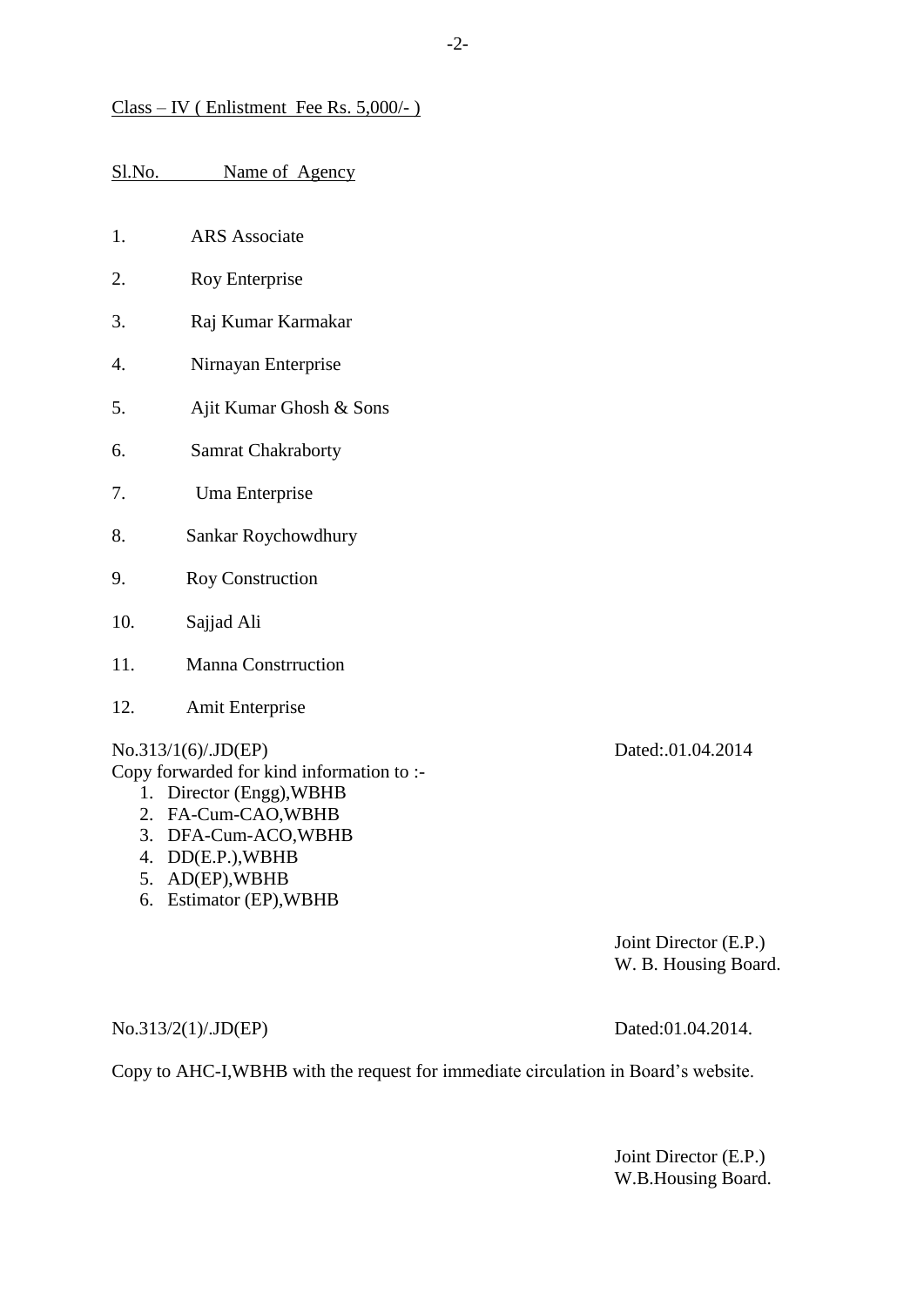Class – IV ( Enlistment Fee Rs. 5,000/- )

| Sl.No. | Name of Agency |
|---|---|
| 1. | ARS Associate |
| 2. | Roy Enterprise |
| 3. | Raj Kumar Karmakar |
| 4. | Nirnayan Enterprise |
| 5. | Ajit Kumar Ghosh & Sons |
| 6. | Samrat Chakraborty |
| 7. | Uma Enterprise |
| 8. | Sankar Roychowdhury |
| 9. | Roy Construction |
| 10. | Sajjad Ali |
| 11. | Manna Constrruction |
| 12. | Amit Enterprise |

No.313/1(6)/.JD(EP) Dated:.01.04.2014

Copy forwarded for kind information to :-

1. Director (Engg),WBHB
2. FA-Cum-CAO,WBHB
3. DFA-Cum-ACO,WBHB
4. DD(E.P.),WBHB
5. AD(EP),WBHB
6. Estimator (EP),WBHB

Joint Director (E.P.)
W. B. Housing Board.

No.313/2(1)/.JD(EP) Dated:01.04.2014.

Copy to AHC-I,WBHB with the request for immediate circulation in Board's website.

Joint Director (E.P.)
W.B.Housing Board.